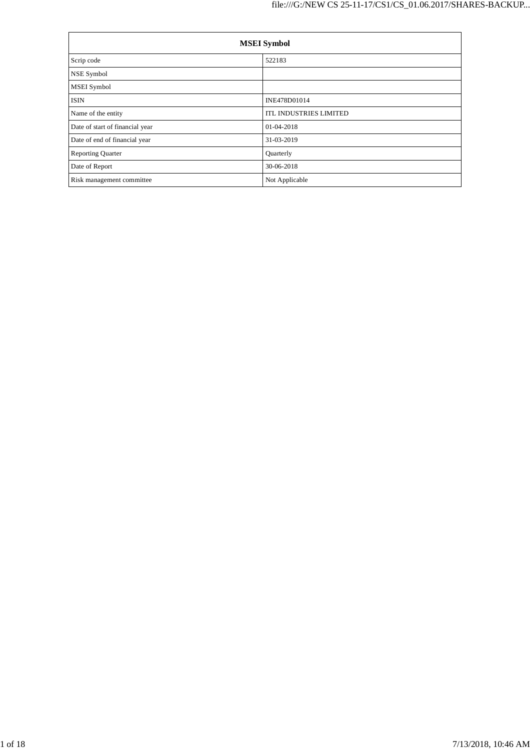| MSEI Symbol | |
|---|---|
| Scrip code | 522183 |
| NSE Symbol | |
| MSEI Symbol | |
| ISIN | INE478D01014 |
| Name of the entity | ITL INDUSTRIES LIMITED |
| Date of start of financial year | 01-04-2018 |
| Date of end of financial year | 31-03-2019 |
| Reporting Quarter | Quarterly |
| Date of Report | 30-06-2018 |
| Risk management committee | Not Applicable |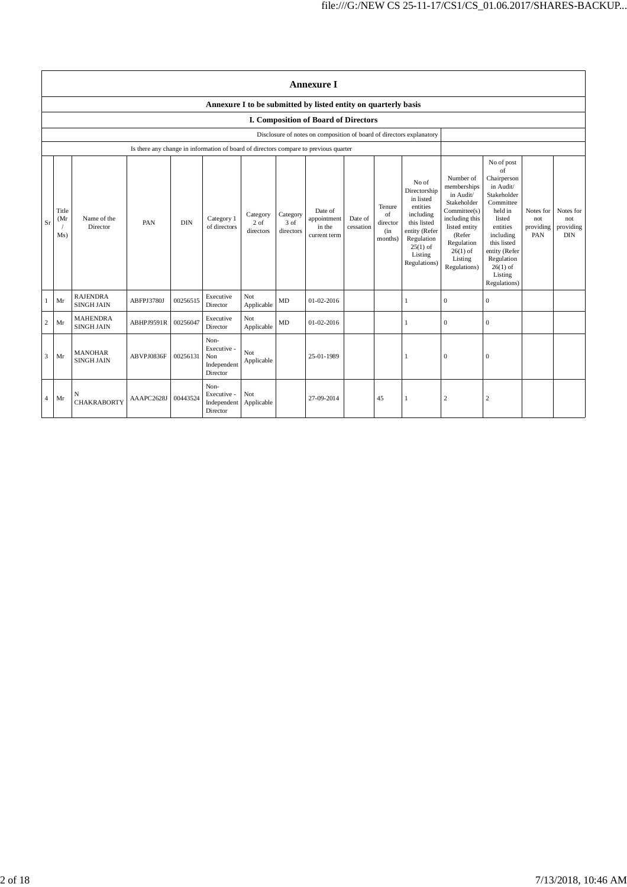# Annexure I

## Annexure I to be submitted by listed entity on quarterly basis

### I. Composition of Board of Directors

| Disclosure of notes on composition of board of directors explanatory | |
|---|---|
| Is there any change in information of board of directors compare to previous quarter | |

| Sr | Title (Mr / Ms) | Name of the Director | PAN | DIN | Category 1 of directors | Category 2 of directors | Category 3 of directors | Date of appointment in the current term | Date of cessation | Tenure of director (in months) | No of Directorship in listed entities including this listed entity (Refer Regulation 25(1) of Listing Regulations) | Number of memberships in Audit/ Stakeholder Committee(s) including this listed entity (Refer Regulation 26(1) of Listing Regulations) | No of post of Chairperson in Audit/ Stakeholder Committee held in listed entities including this listed entity (Refer Regulation 26(1) of Listing Regulations) | Notes for not providing PAN | Notes for not providing DIN |
|---|---|---|---|---|---|---|---|---|---|---|---|---|---|---|---|
| 1 | Mr | RAJENDRA SINGH JAIN | ABFPJ3780J | 00256515 | Executive Director | Not Applicable | MD | 01-02-2016 | | | 1 | 0 | 0 | | |
| 2 | Mr | MAHENDRA SINGH JAIN | ABHPJ9591R | 00256047 | Executive Director | Not Applicable | MD | 01-02-2016 | | | 1 | 0 | 0 | | |
| 3 | Mr | MANOHAR SINGH JAIN | ABVPJ0836F | 00256131 | Non-Executive - Non Independent Director | Not Applicable | | 25-01-1989 | | | 1 | 0 | 0 | | |
| 4 | Mr | N CHAKRABORTY | AAAPC2628J | 00443524 | Non-Executive - Independent Director | Not Applicable | | 27-09-2014 | | 45 | 1 | 2 | 2 | | |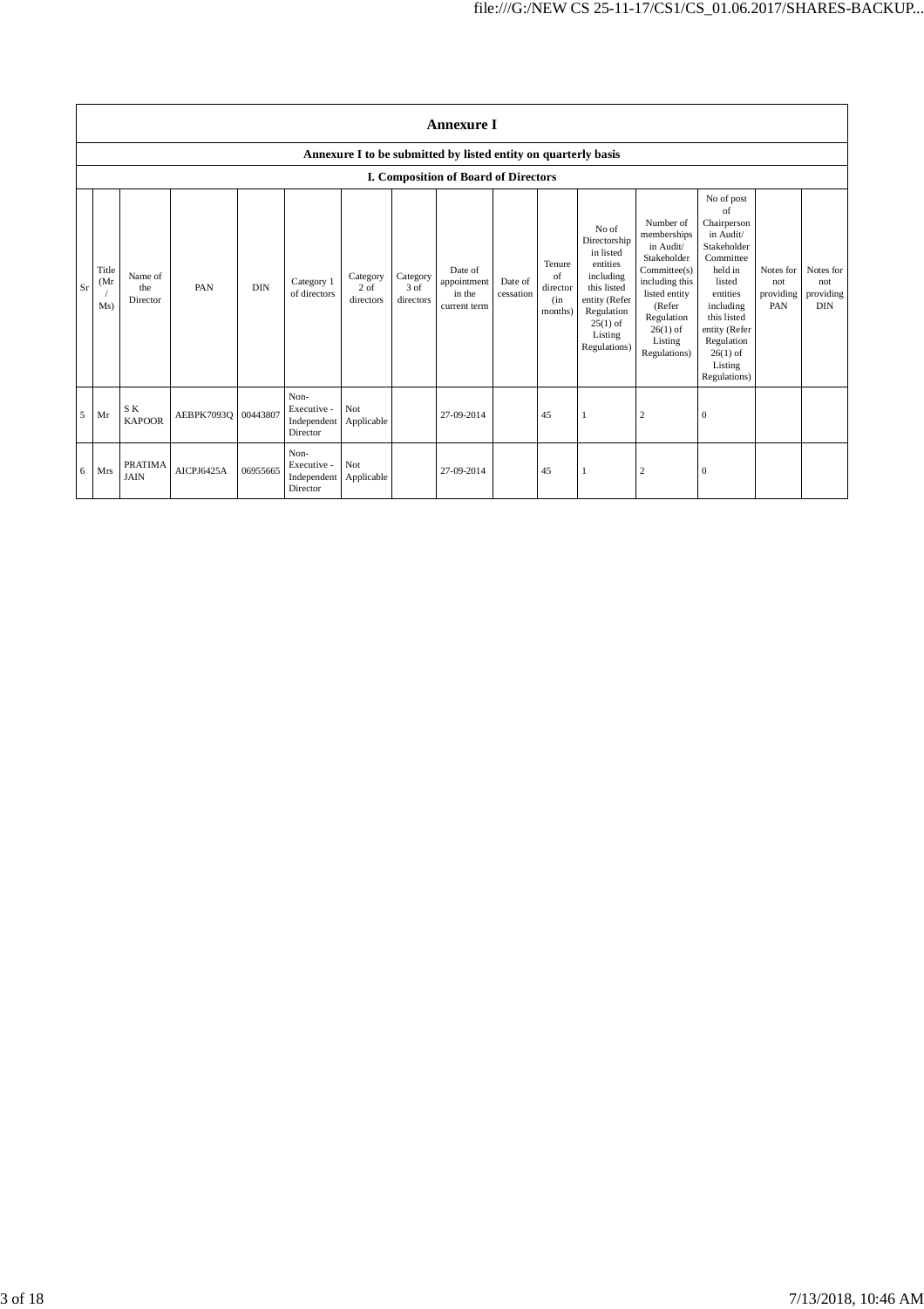| Annexure I | | | | | | | | | | | | | | | |
|---|---|---|---|---|---|---|---|---|---|---|---|---|---|---|---|
| Annexure I to be submitted by listed entity on quarterly basis | | | | | | | | | | | | | | | |
| I. Composition of Board of Directors | | | | | | | | | | | | | | | |
| Sr | Title (Mr / Ms) | Name of the Director | PAN | DIN | Category 1 of directors | Category 2 of directors | Category 3 of directors | Date of appointment in the current term | Date of cessation | Tenure of director (in months) | No of Directorship in listed entities including this listed entity (Refer Regulation 25(1) of Listing Regulations) | Number of memberships in Audit/ Stakeholder Committee(s) including this listed entity (Refer Regulation 26(1) of Listing Regulations) | No of post of Chairperson in Audit/ Stakeholder Committee held in listed entities including this listed entity (Refer Regulation 26(1) of Listing Regulations) | Notes for not providing PAN | Notes for not providing DIN |
| 5 | Mr | S K KAPOOR | AEBPK7093Q | 00443807 | Non-Executive - Independent Director | Not Applicable | | 27-09-2014 | | 45 | 1 | 2 | 0 | | |
| 6 | Mrs | PRATIMA JAIN | AICPJ6425A | 06955665 | Non-Executive - Independent Director | Not Applicable | | 27-09-2014 | | 45 | 1 | 2 | 0 | | |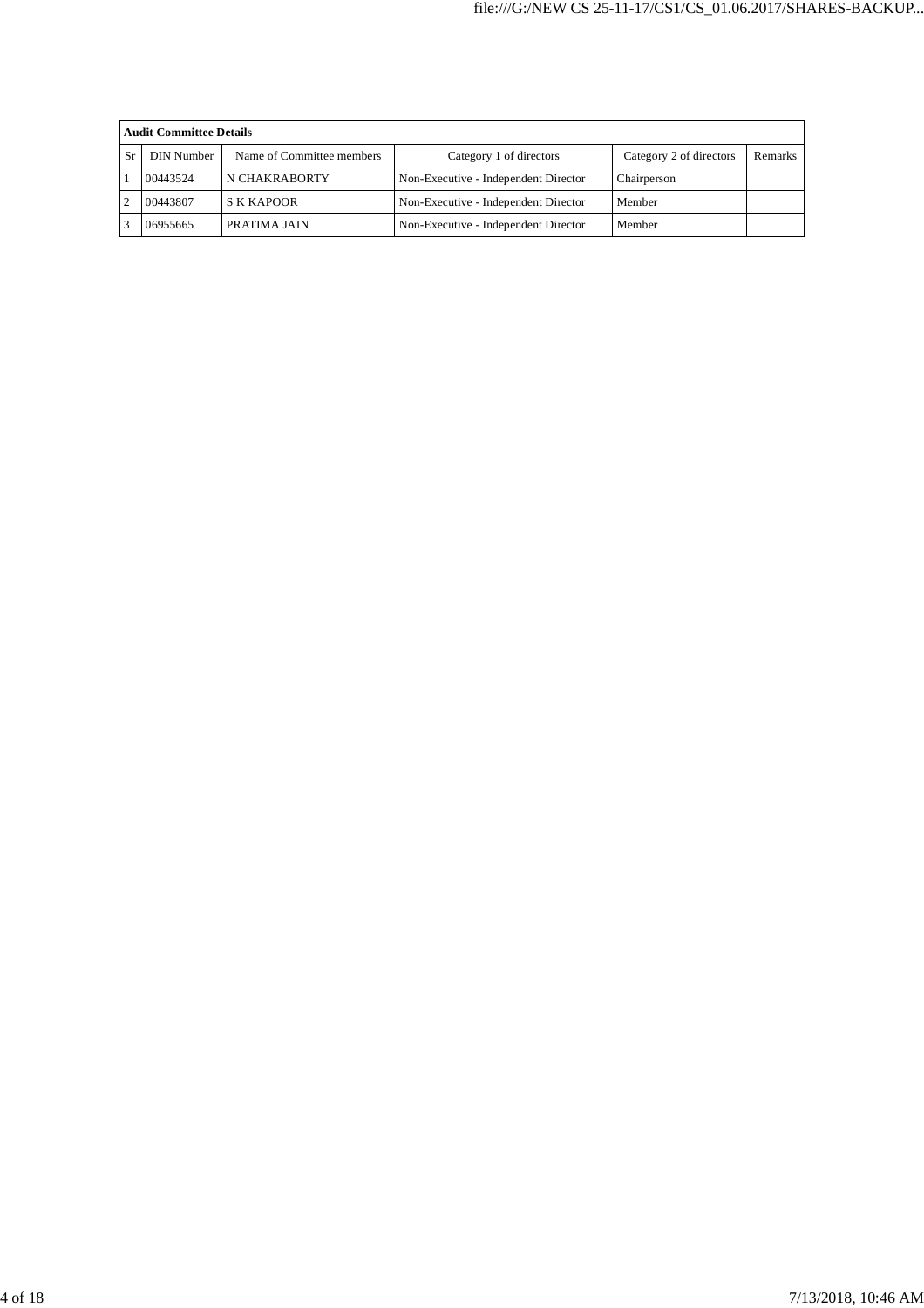| Audit Committee Details | | | | | |
|---|---|---|---|---|---|
| Sr | DIN Number | Name of Committee members | Category 1 of directors | Category 2 of directors | Remarks |
| 1 | 00443524 | N CHAKRABORTY | Non-Executive - Independent Director | Chairperson | |
| 2 | 00443807 | S K KAPOOR | Non-Executive - Independent Director | Member | |
| 3 | 06955665 | PRATIMA JAIN | Non-Executive - Independent Director | Member | |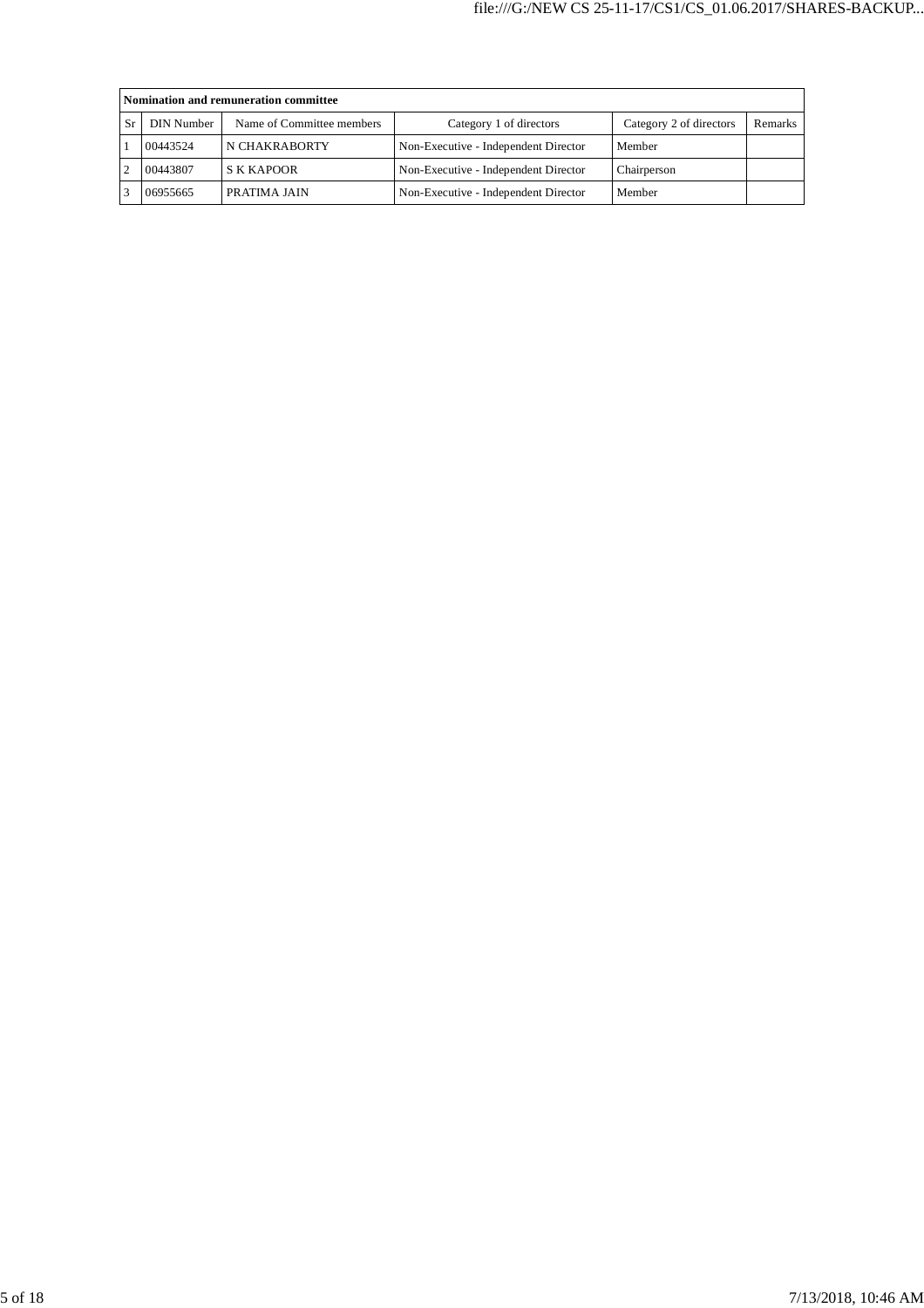| Nomination and remuneration committee | | | | | |
|---|---|---|---|---|---|
| Sr | DIN Number | Name of Committee members | Category 1 of directors | Category 2 of directors | Remarks |
| 1 | 00443524 | N CHAKRABORTY | Non-Executive - Independent Director | Member | |
| 2 | 00443807 | S K KAPOOR | Non-Executive - Independent Director | Chairperson | |
| 3 | 06955665 | PRATIMA JAIN | Non-Executive - Independent Director | Member | |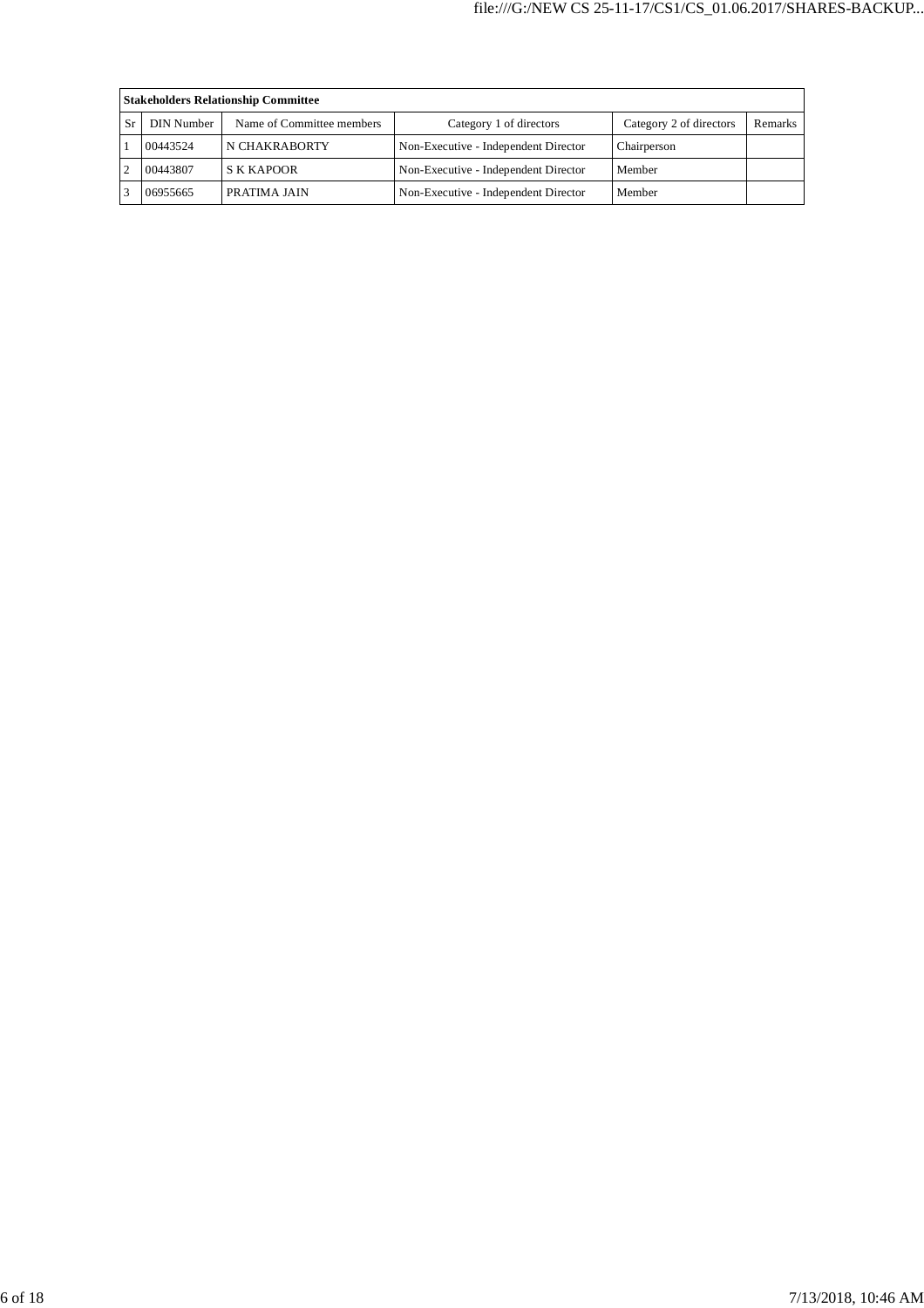| Stakeholders Relationship Committee | | | | | |
|---|---|---|---|---|---|
| Sr | DIN Number | Name of Committee members | Category 1 of directors | Category 2 of directors | Remarks |
| 1 | 00443524 | N CHAKRABORTY | Non-Executive - Independent Director | Chairperson | |
| 2 | 00443807 | S K KAPOOR | Non-Executive - Independent Director | Member | |
| 3 | 06955665 | PRATIMA JAIN | Non-Executive - Independent Director | Member | |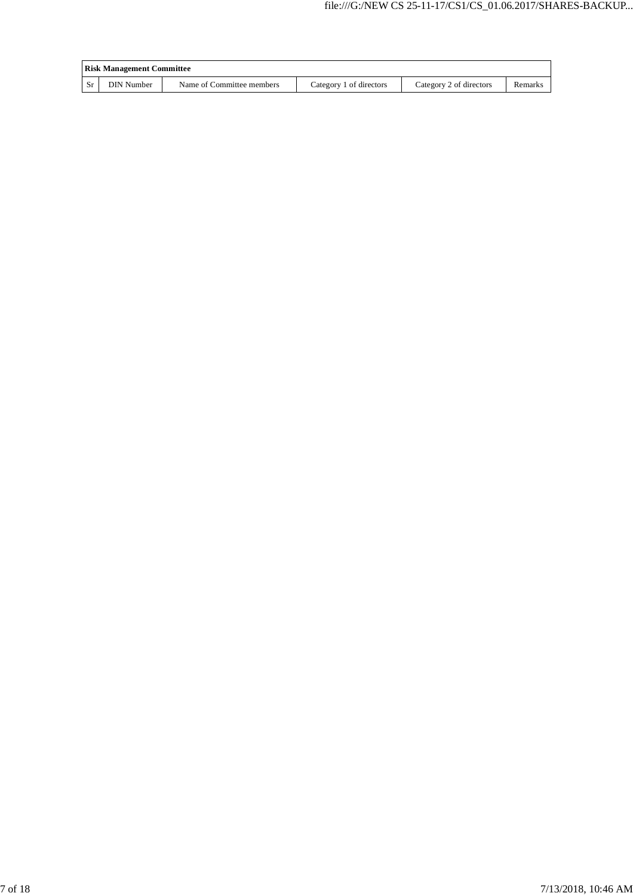| Risk Management Committee | | | | | |
|---|---|---|---|---|---|
| Sr | DIN Number | Name of Committee members | Category 1 of directors | Category 2 of directors | Remarks |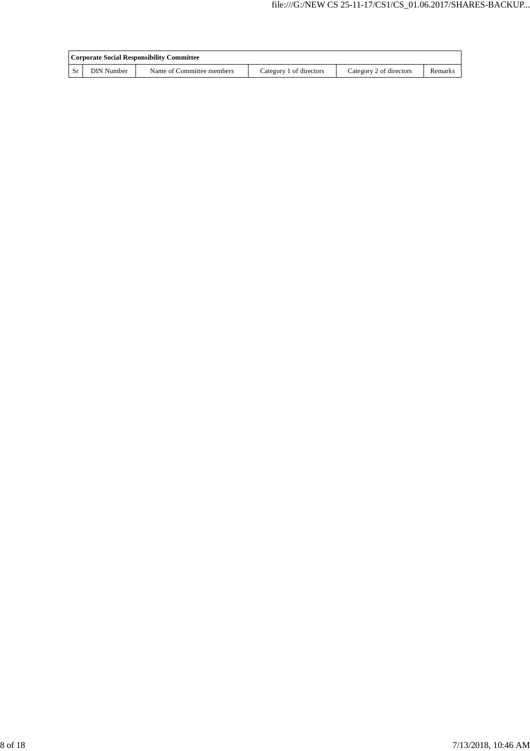| Corporate Social Responsibility Committee | | | | | |
|---|---|---|---|---|---|
| Sr | DIN Number | Name of Committee members | Category 1 of directors | Category 2 of directors | Remarks |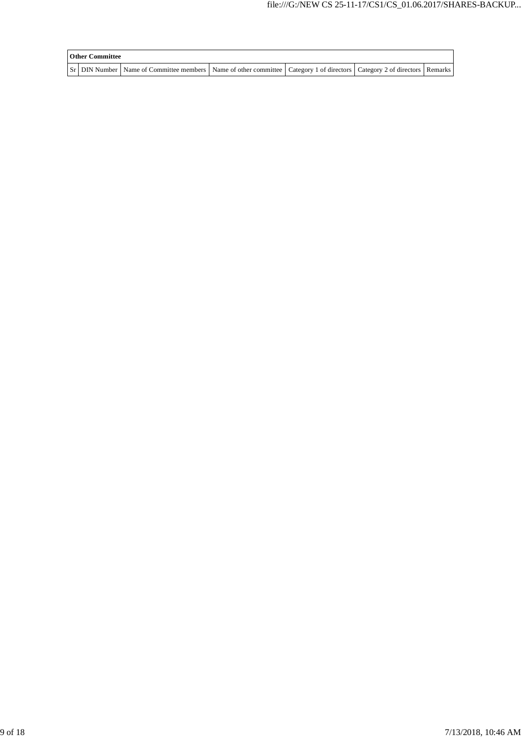| Other Committee | | | | | | |
|---|---|---|---|---|---|---|
| Sr | DIN Number | Name of Committee members | Name of other committee | Category 1 of directors | Category 2 of directors | Remarks |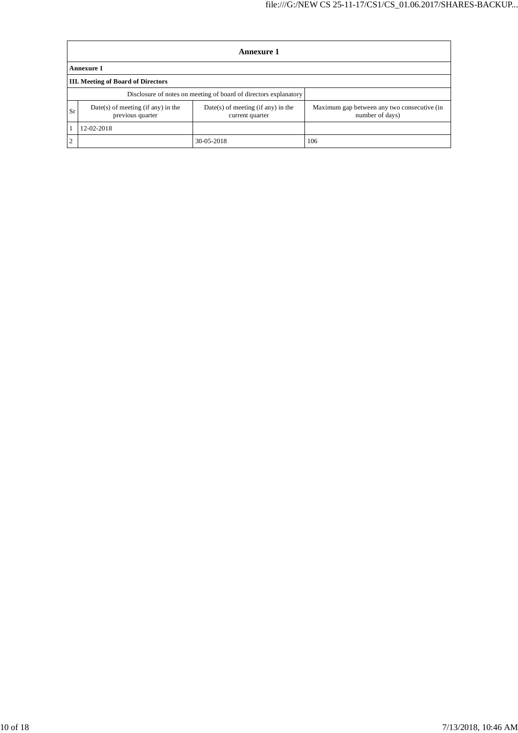| Annexure 1 | | | |
|---|---|---|---|
| **Annexure 1** | | | |
| **III. Meeting of Board of Directors** | | | |
| Disclosure of notes on meeting of board of directors explanatory | | | |
| Sr | Date(s) of meeting (if any) in the previous quarter | Date(s) of meeting (if any) in the current quarter | Maximum gap between any two consecutive (in number of days) |
| 1 | 12-02-2018 | | |
| 2 | | 30-05-2018 | 106 |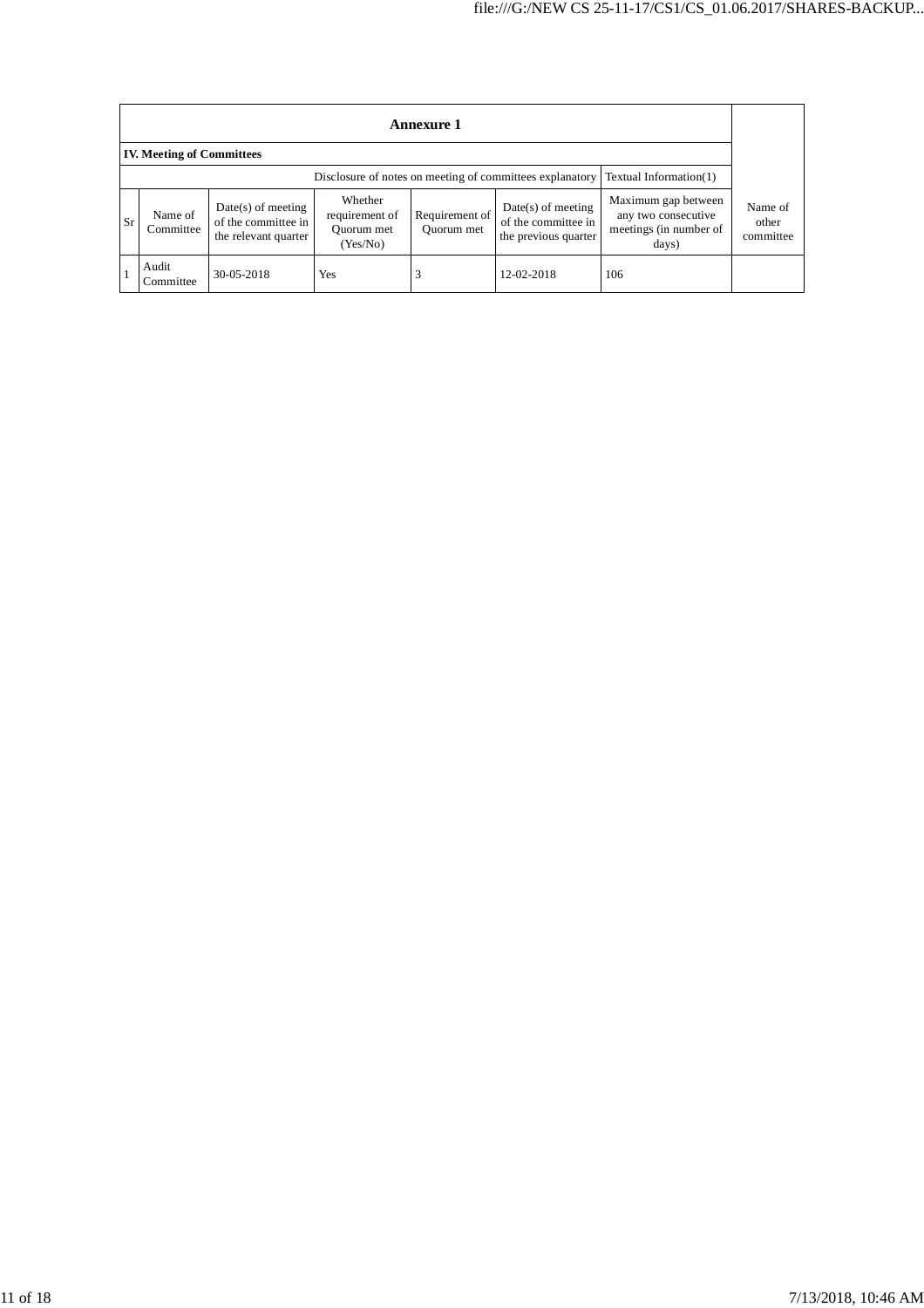**Annexure 1**

**IV. Meeting of Committees**

| Disclosure of notes on meeting of committees explanatory | Textual Information(1) |
|---|---|

| Sr | Name of Committee | Date(s) of meeting of the committee in the relevant quarter | Whether requirement of Quorum met (Yes/No) | Requirement of Quorum met | Date(s) of meeting of the committee in the previous quarter | Maximum gap between any two consecutive meetings (in number of days) | Name of other committee |
|---|---|---|---|---|---|---|---|
| 1 | Audit Committee | 30-05-2018 | Yes | 3 | 12-02-2018 | 106 | |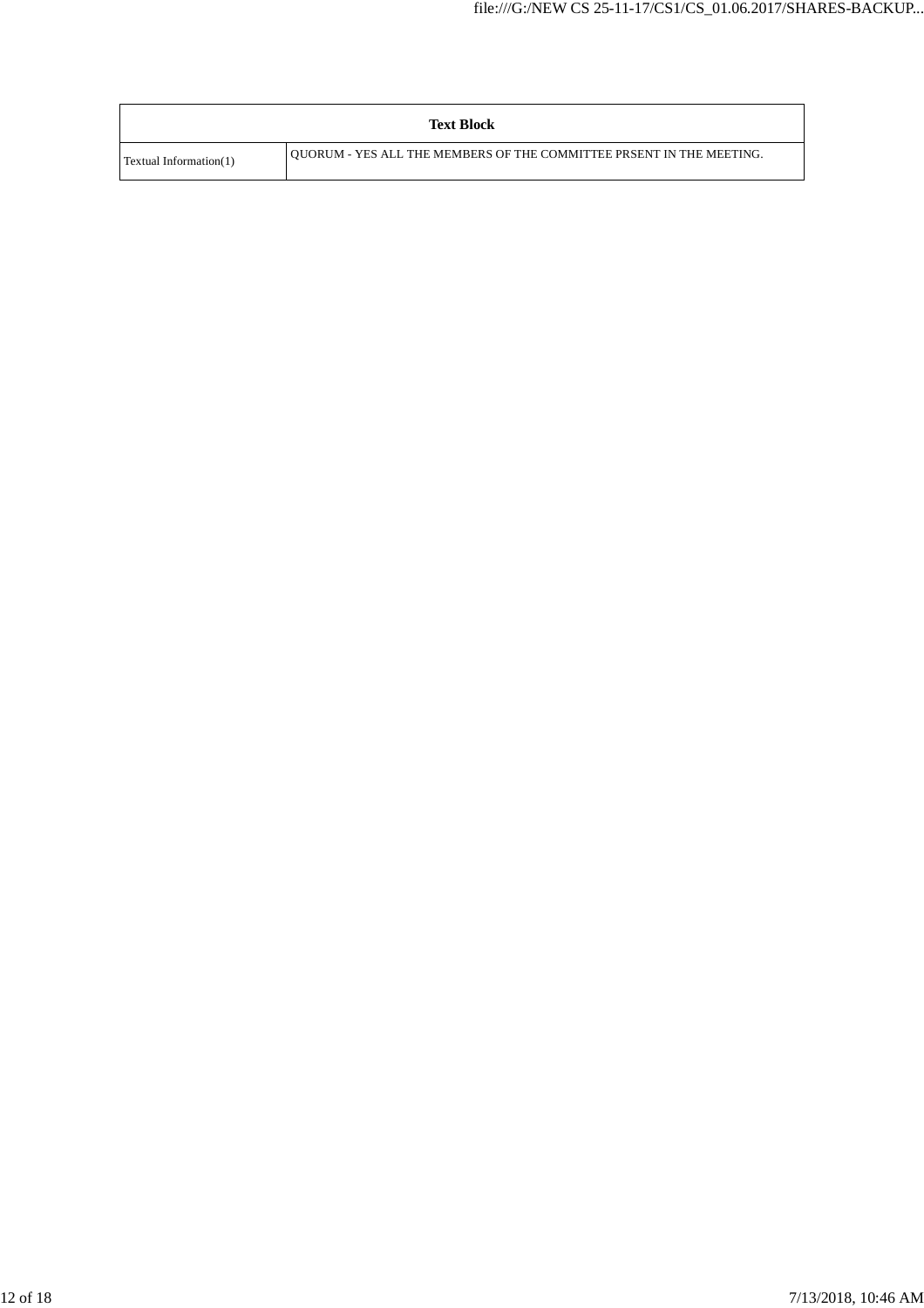| Text Block | |
|---|---|
| Textual Information(1) | QUORUM - YES ALL THE MEMBERS OF THE COMMITTEE PRSENT IN THE MEETING. |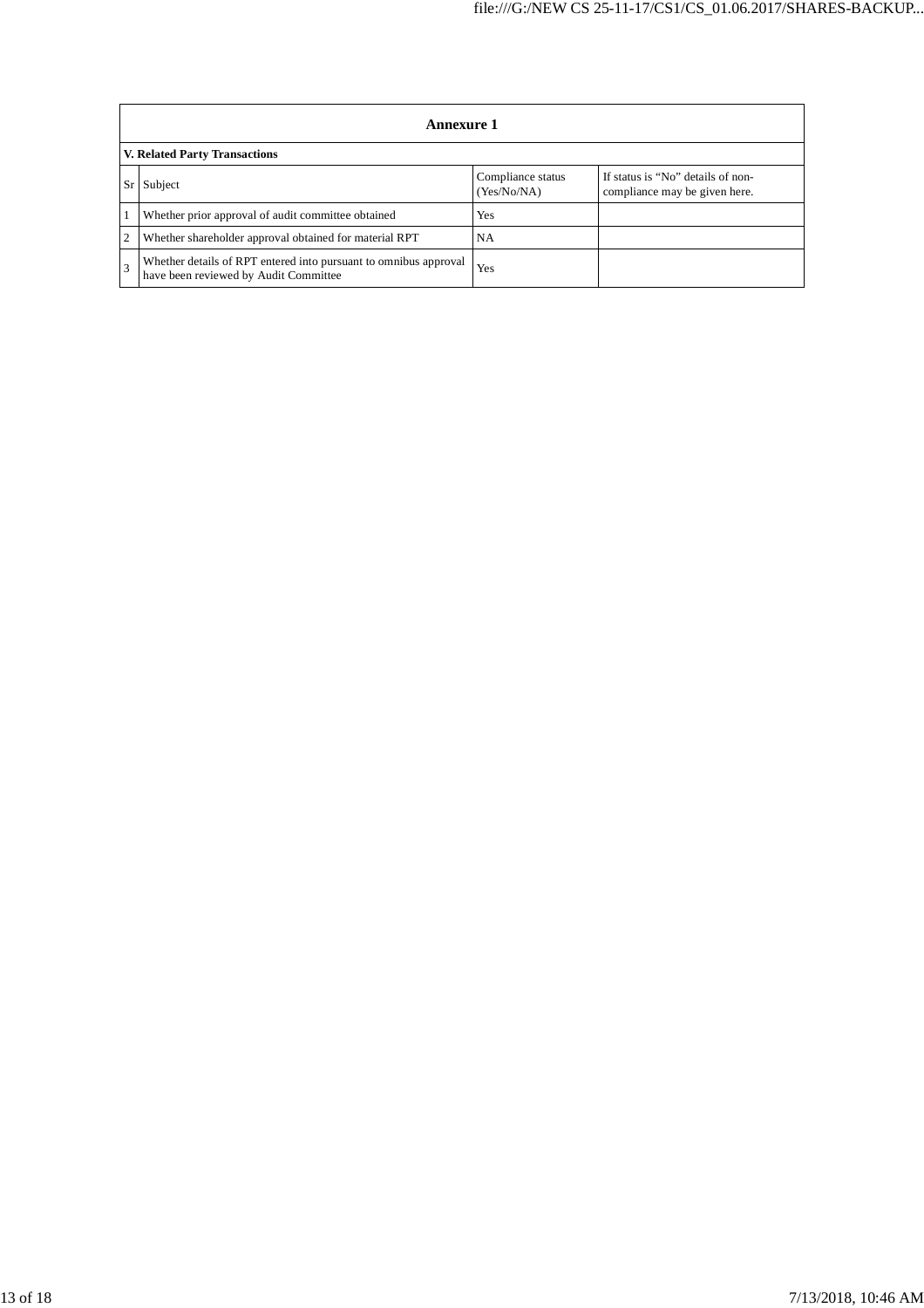## Annexure 1

**V. Related Party Transactions**

| Sr | Subject | Compliance status (Yes/No/NA) | If status is "No" details of non-compliance may be given here. |
|---|---|---|---|
| 1 | Whether prior approval of audit committee obtained | Yes | |
| 2 | Whether shareholder approval obtained for material RPT | NA | |
| 3 | Whether details of RPT entered into pursuant to omnibus approval have been reviewed by Audit Committee | Yes | |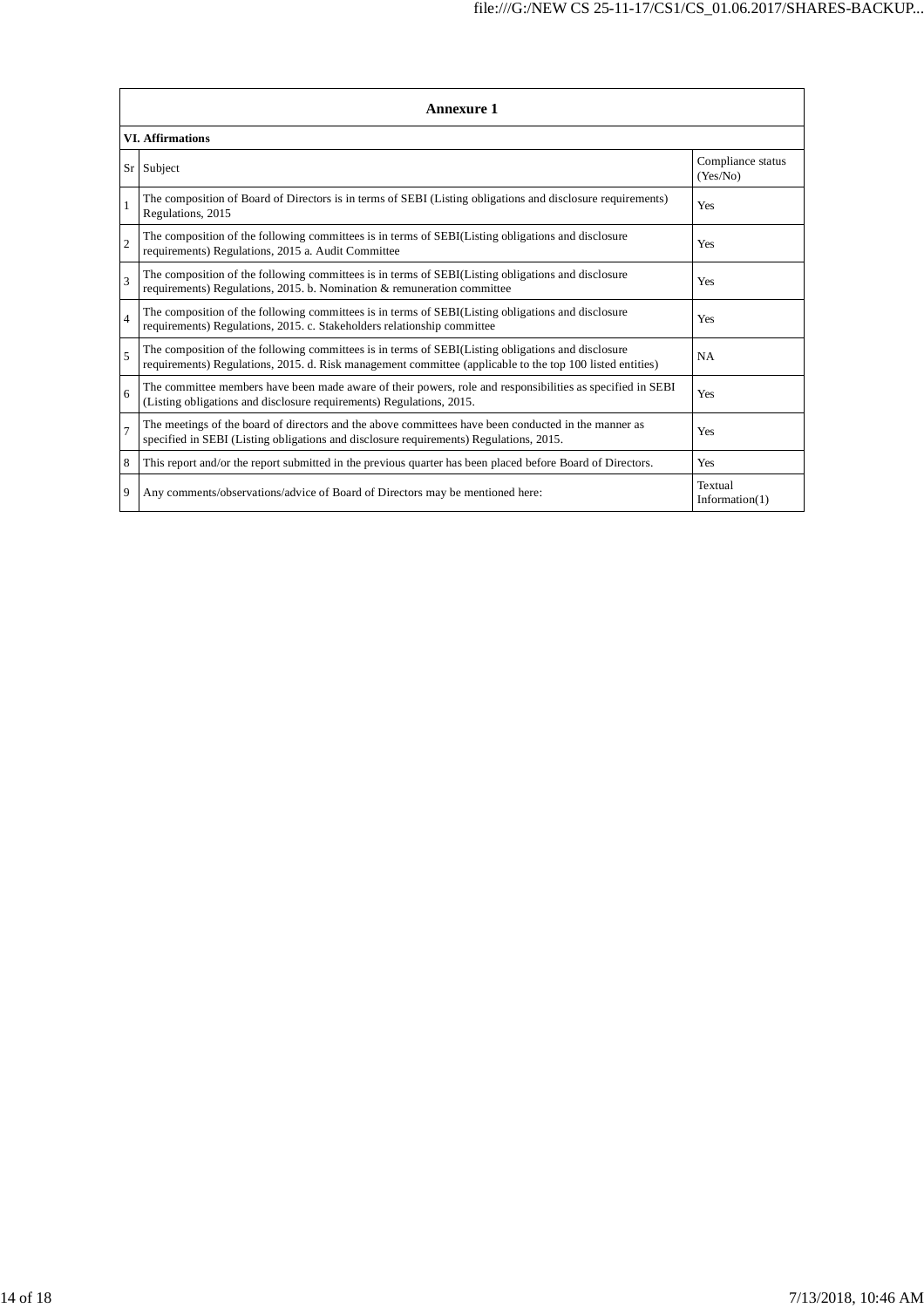## Annexure 1

**VI. Affirmations**

| Sr | Subject | Compliance status (Yes/No) |
|---|---|---|
| 1 | The composition of Board of Directors is in terms of SEBI (Listing obligations and disclosure requirements) Regulations, 2015 | Yes |
| 2 | The composition of the following committees is in terms of SEBI(Listing obligations and disclosure requirements) Regulations, 2015 a. Audit Committee | Yes |
| 3 | The composition of the following committees is in terms of SEBI(Listing obligations and disclosure requirements) Regulations, 2015. b. Nomination & remuneration committee | Yes |
| 4 | The composition of the following committees is in terms of SEBI(Listing obligations and disclosure requirements) Regulations, 2015. c. Stakeholders relationship committee | Yes |
| 5 | The composition of the following committees is in terms of SEBI(Listing obligations and disclosure requirements) Regulations, 2015. d. Risk management committee (applicable to the top 100 listed entities) | NA |
| 6 | The committee members have been made aware of their powers, role and responsibilities as specified in SEBI (Listing obligations and disclosure requirements) Regulations, 2015. | Yes |
| 7 | The meetings of the board of directors and the above committees have been conducted in the manner as specified in SEBI (Listing obligations and disclosure requirements) Regulations, 2015. | Yes |
| 8 | This report and/or the report submitted in the previous quarter has been placed before Board of Directors. | Yes |
| 9 | Any comments/observations/advice of Board of Directors may be mentioned here: | Textual Information(1) |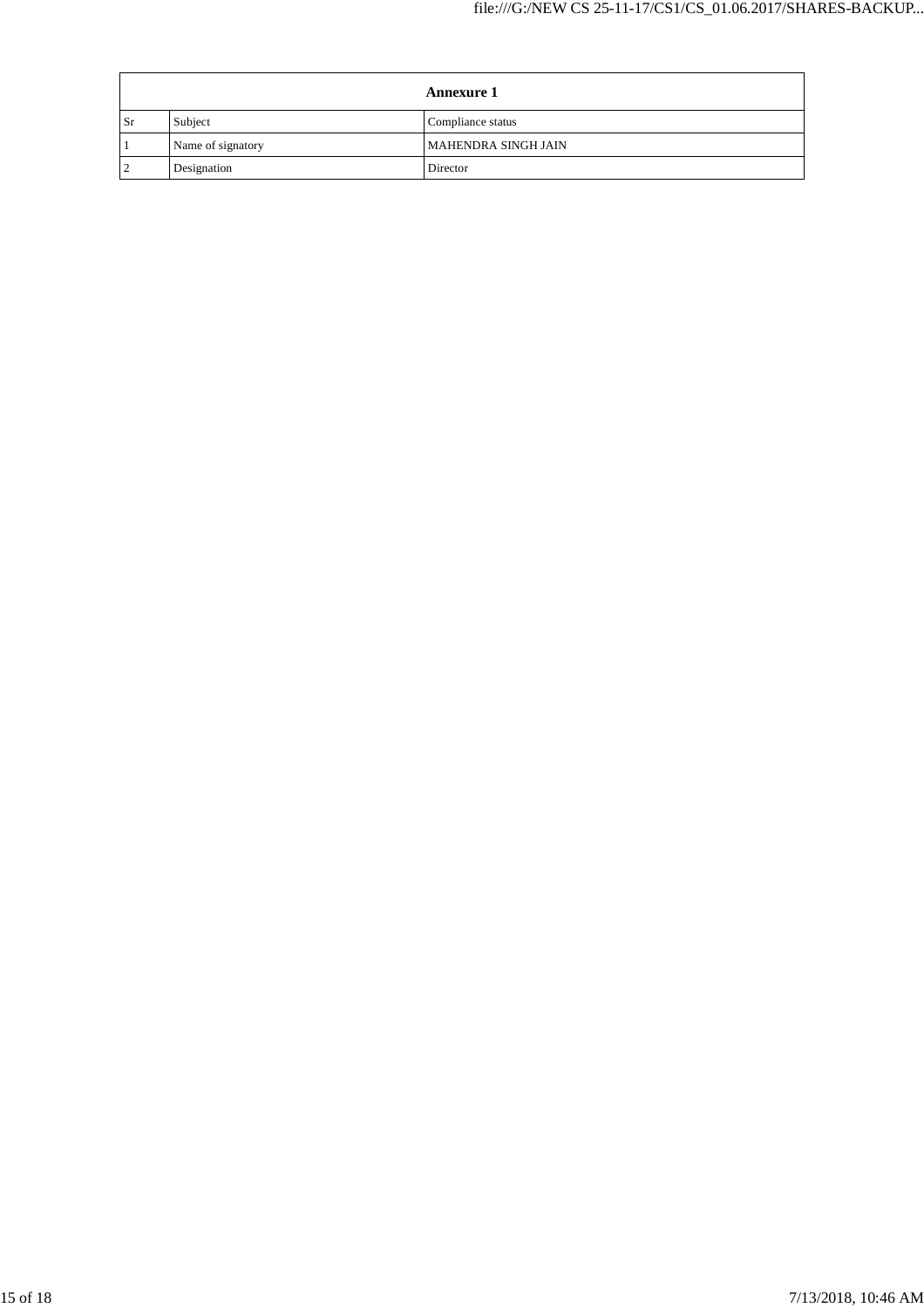| Annexure 1 | | |
|---|---|---|
| Sr | Subject | Compliance status |
| 1 | Name of signatory | MAHENDRA SINGH JAIN |
| 2 | Designation | Director |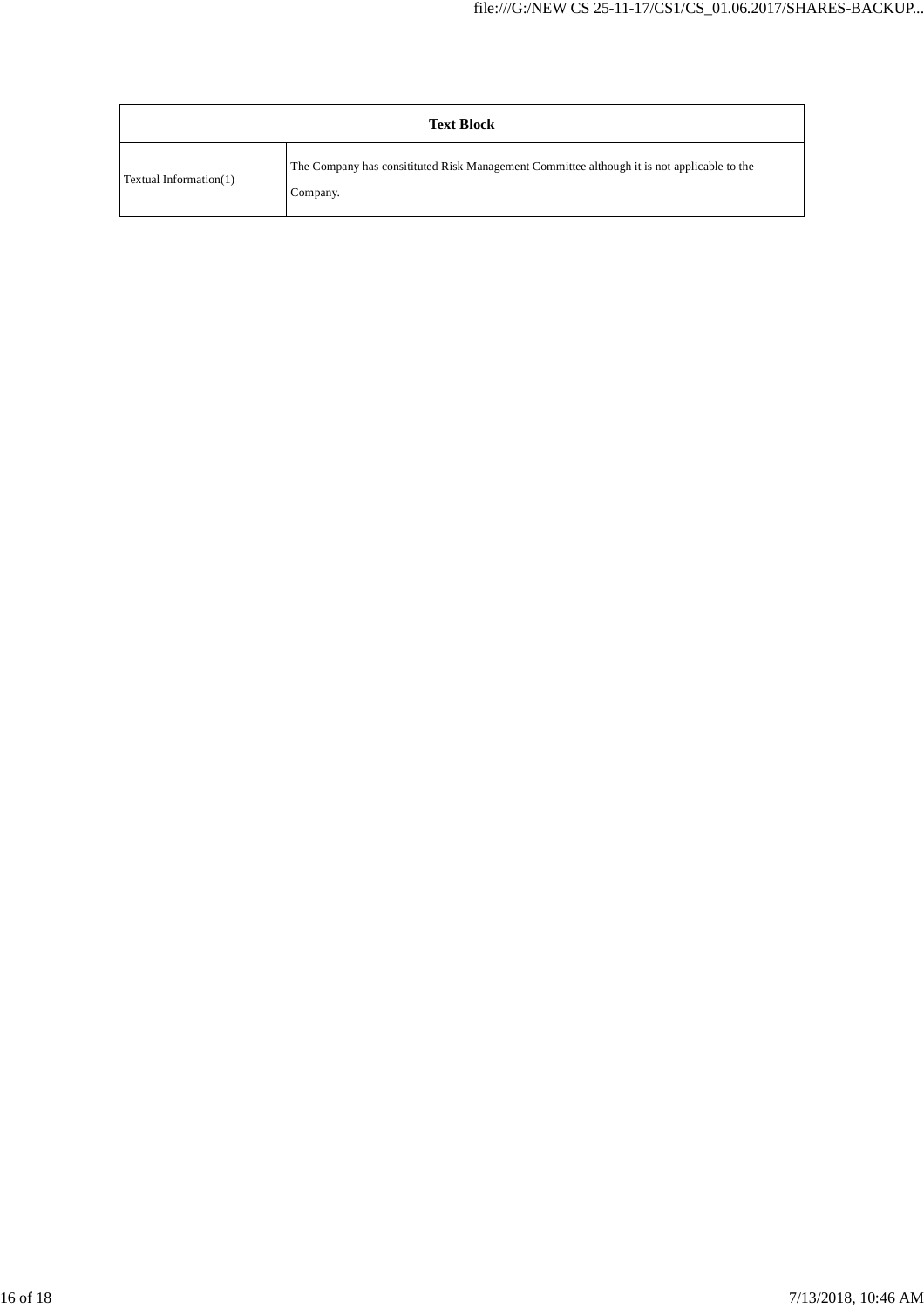| Text Block | |
|---|---|
| Textual Information(1) | The Company has consitituted Risk Management Committee although it is not applicable to the Company. |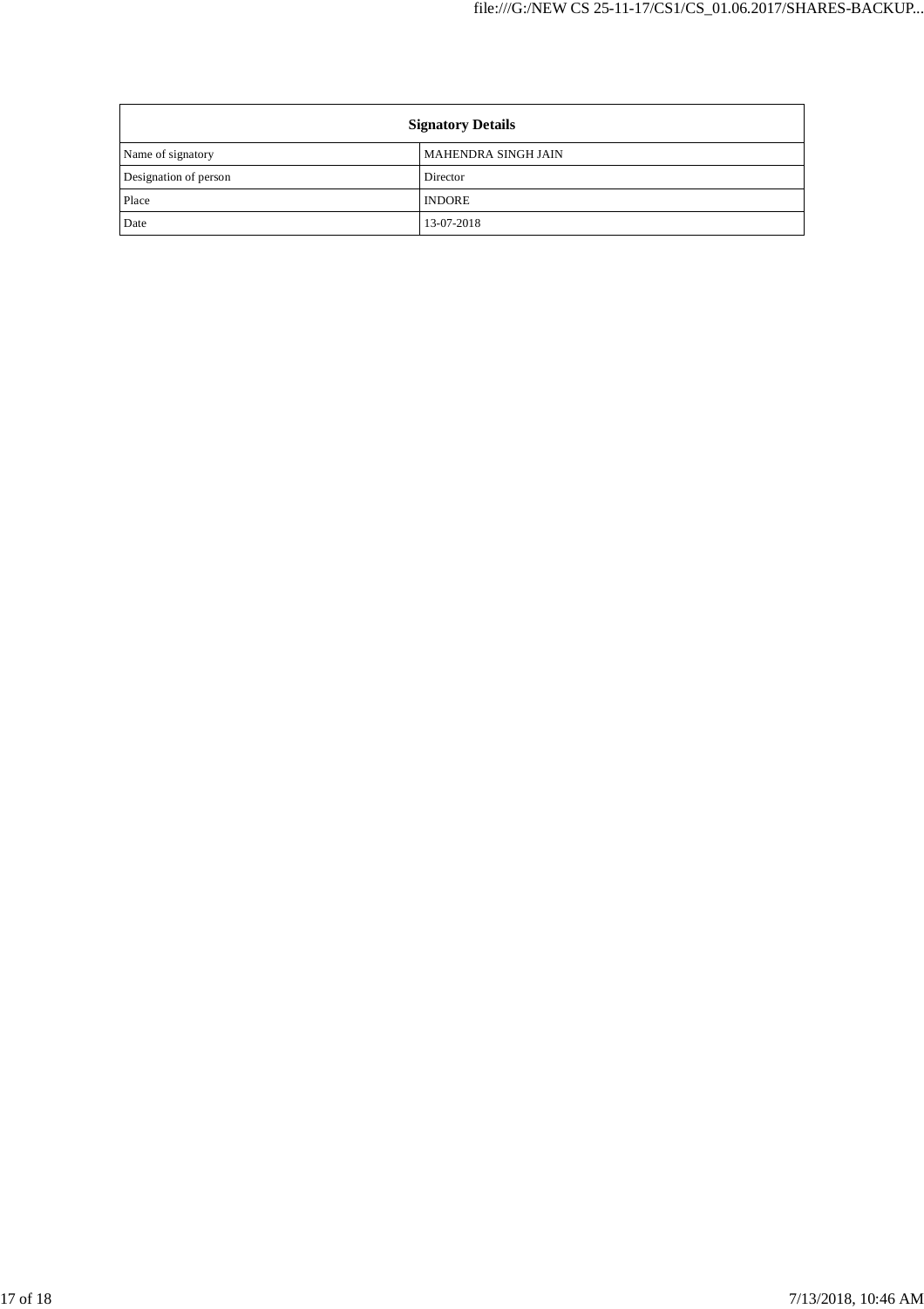| Signatory Details | |
|---|---|
| Name of signatory | MAHENDRA SINGH JAIN |
| Designation of person | Director |
| Place | INDORE |
| Date | 13-07-2018 |